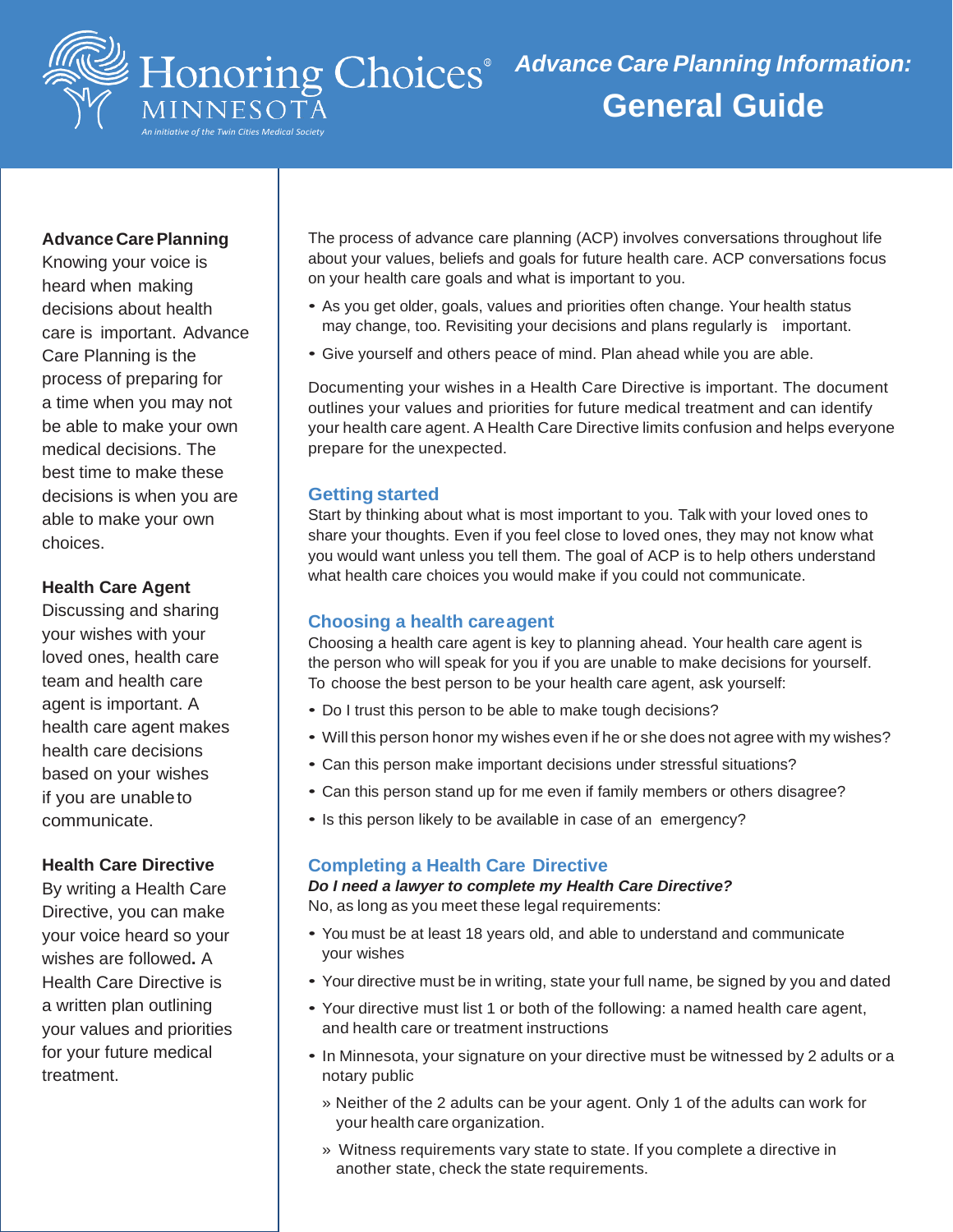Honoring Choices® MINNESOTA

*An initiative of the Twin Cities Medical Society*

# *Advance Care Planning Information:* General Guide

**Advance Care Planning**
Knowing your voice is heard when making decisions about health care is important. Advance Care Planning is the process of preparing for a time when you may not be able to make your own medical decisions. The best time to make these decisions is when you are able to make your own choices.

**Health Care Agent**
Discussing and sharing your wishes with your loved ones, health care team and health care agent is important. A health care agent makes health care decisions based on your wishes if you are unable to communicate.

**Health Care Directive**
By writing a Health Care Directive, you can make your voice heard so your wishes are followed**.** A Health Care Directive is a written plan outlining your values and priorities for your future medical treatment.

The process of advance care planning (ACP) involves conversations throughout life about your values, beliefs and goals for future health care. ACP conversations focus on your health care goals and what is important to you.

- As you get older, goals, values and priorities often change. Your health status may change, too. Revisiting your decisions and plans regularly is important.
- Give yourself and others peace of mind. Plan ahead while you are able.

Documenting your wishes in a Health Care Directive is important. The document outlines your values and priorities for future medical treatment and can identify your health care agent. A Health Care Directive limits confusion and helps everyone prepare for the unexpected.

## Getting started

Start by thinking about what is most important to you. Talk with your loved ones to share your thoughts. Even if you feel close to loved ones, they may not know what you would want unless you tell them. The goal of ACP is to help others understand what health care choices you would make if you could not communicate.

## Choosing a health care agent

Choosing a health care agent is key to planning ahead. Your health care agent is the person who will speak for you if you are unable to make decisions for yourself. To choose the best person to be your health care agent, ask yourself:

- Do I trust this person to be able to make tough decisions?
- Will this person honor my wishes even if he or she does not agree with my wishes?
- Can this person make important decisions under stressful situations?
- Can this person stand up for me even if family members or others disagree?
- Is this person likely to be available in case of an emergency?

## Completing a Health Care Directive

***Do I need a lawyer to complete my Health Care Directive?***
No, as long as you meet these legal requirements:

- You must be at least 18 years old, and able to understand and communicate your wishes
- Your directive must be in writing, state your full name, be signed by you and dated
- Your directive must list 1 or both of the following: a named health care agent, and health care or treatment instructions
- In Minnesota, your signature on your directive must be witnessed by 2 adults or a notary public
  - » Neither of the 2 adults can be your agent. Only 1 of the adults can work for your health care organization.
  - » Witness requirements vary state to state. If you complete a directive in another state, check the state requirements.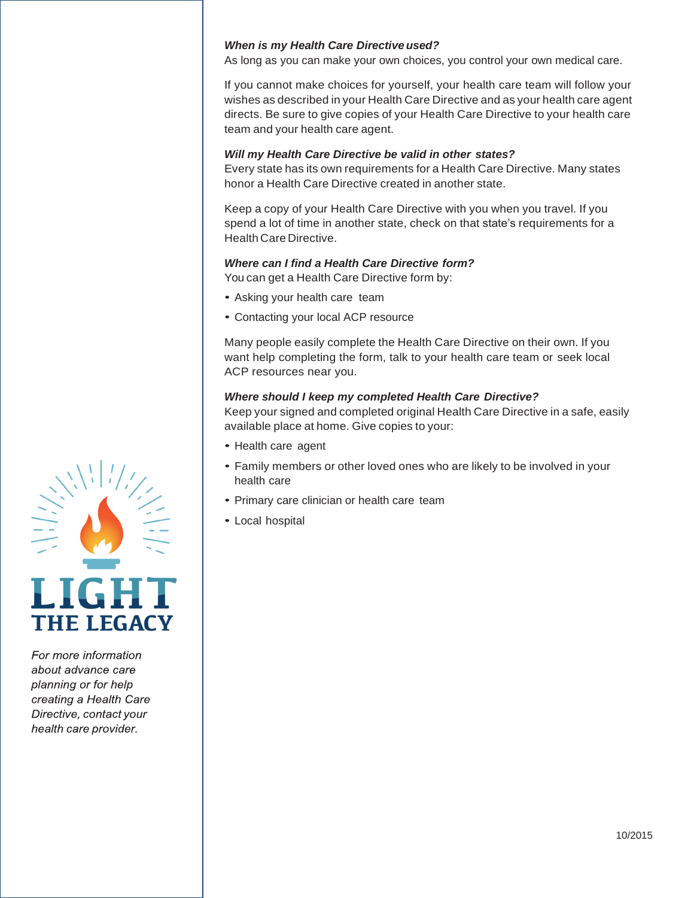### *When is my Health Care Directive used?*

As long as you can make your own choices, you control your own medical care.

If you cannot make choices for yourself, your health care team will follow your wishes as described in your Health Care Directive and as your health care agent directs. Be sure to give copies of your Health Care Directive to your health care team and your health care agent.

### *Will my Health Care Directive be valid in other states?*

Every state has its own requirements for a Health Care Directive. Many states honor a Health Care Directive created in another state.

Keep a copy of your Health Care Directive with you when you travel. If you spend a lot of time in another state, check on that state's requirements for a Health Care Directive.

### *Where can I find a Health Care Directive form?*

You can get a Health Care Directive form by:

- Asking your health care team
- Contacting your local ACP resource

Many people easily complete the Health Care Directive on their own. If you want help completing the form, talk to your health care team or seek local ACP resources near you.

### *Where should I keep my completed Health Care Directive?*

Keep your signed and completed original Health Care Directive in a safe, easily available place at home. Give copies to your:

- Health care agent
- Family members or other loved ones who are likely to be involved in your health care
- Primary care clinician or health care team
- Local hospital

LIGHT THE LEGACY

*For more information about advance care planning or for help creating a Health Care Directive, contact your health care provider.*

10/2015